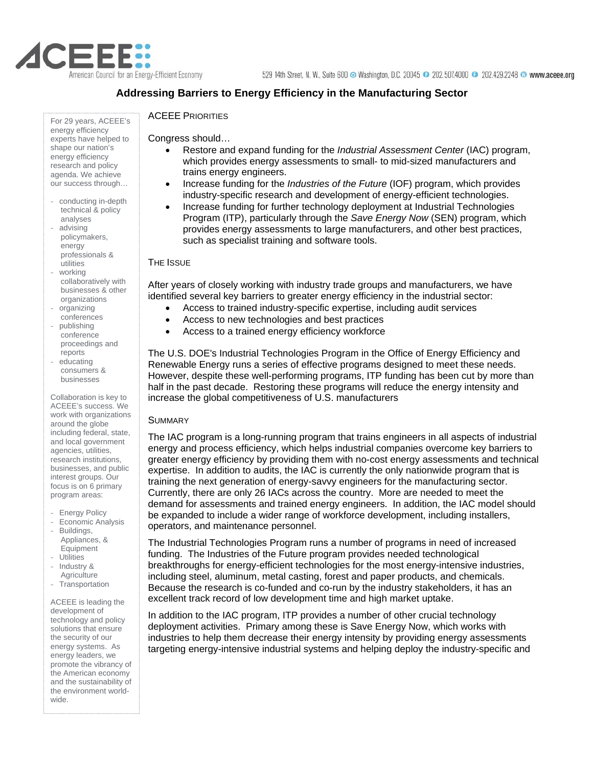ACEEE
American Council for an Energy-Efficient Economy

529 14th Street, N. W., Suite 600 Washington, D.C. 20045 202.507.4000 202.429.2248 www.aceee.org

# Addressing Barriers to Energy Efficiency in the Manufacturing Sector

For 29 years, ACEEE's energy efficiency experts have helped to shape our nation's energy efficiency research and policy agenda. We achieve our success through…

- conducting in-depth technical & policy analyses
- advising policymakers, energy professionals & utilities
- working collaboratively with businesses & other organizations
- organizing conferences
- publishing conference proceedings and reports
- educating consumers & businesses

Collaboration is key to ACEEE's success. We work with organizations around the globe including federal, state, and local government agencies, utilities, research institutions, businesses, and public interest groups. Our focus is on 6 primary program areas:

- Energy Policy
- Economic Analysis
- Buildings, Appliances, & Equipment
- Utilities
- Industry & Agriculture
- Transportation

ACEEE is leading the development of technology and policy solutions that ensure the security of our energy systems. As energy leaders, we promote the vibrancy of the American economy and the sustainability of the environment world-wide.

## ACEEE Priorities

Congress should…

- Restore and expand funding for the *Industrial Assessment Center* (IAC) program, which provides energy assessments to small- to mid-sized manufacturers and trains energy engineers.
- Increase funding for the *Industries of the Future* (IOF) program, which provides industry-specific research and development of energy-efficient technologies.
- Increase funding for further technology deployment at Industrial Technologies Program (ITP), particularly through the *Save Energy Now* (SEN) program, which provides energy assessments to large manufacturers, and other best practices, such as specialist training and software tools.

## The Issue

After years of closely working with industry trade groups and manufacturers, we have identified several key barriers to greater energy efficiency in the industrial sector:

- Access to trained industry-specific expertise, including audit services
- Access to new technologies and best practices
- Access to a trained energy efficiency workforce

The U.S. DOE's Industrial Technologies Program in the Office of Energy Efficiency and Renewable Energy runs a series of effective programs designed to meet these needs. However, despite these well-performing programs, ITP funding has been cut by more than half in the past decade. Restoring these programs will reduce the energy intensity and increase the global competitiveness of U.S. manufacturers

## Summary

The IAC program is a long-running program that trains engineers in all aspects of industrial energy and process efficiency, which helps industrial companies overcome key barriers to greater energy efficiency by providing them with no-cost energy assessments and technical expertise. In addition to audits, the IAC is currently the only nationwide program that is training the next generation of energy-savvy engineers for the manufacturing sector. Currently, there are only 26 IACs across the country. More are needed to meet the demand for assessments and trained energy engineers. In addition, the IAC model should be expanded to include a wider range of workforce development, including installers, operators, and maintenance personnel.

The Industrial Technologies Program runs a number of programs in need of increased funding. The Industries of the Future program provides needed technological breakthroughs for energy-efficient technologies for the most energy-intensive industries, including steel, aluminum, metal casting, forest and paper products, and chemicals. Because the research is co-funded and co-run by the industry stakeholders, it has an excellent track record of low development time and high market uptake.

In addition to the IAC program, ITP provides a number of other crucial technology deployment activities. Primary among these is Save Energy Now, which works with industries to help them decrease their energy intensity by providing energy assessments targeting energy-intensive industrial systems and helping deploy the industry-specific and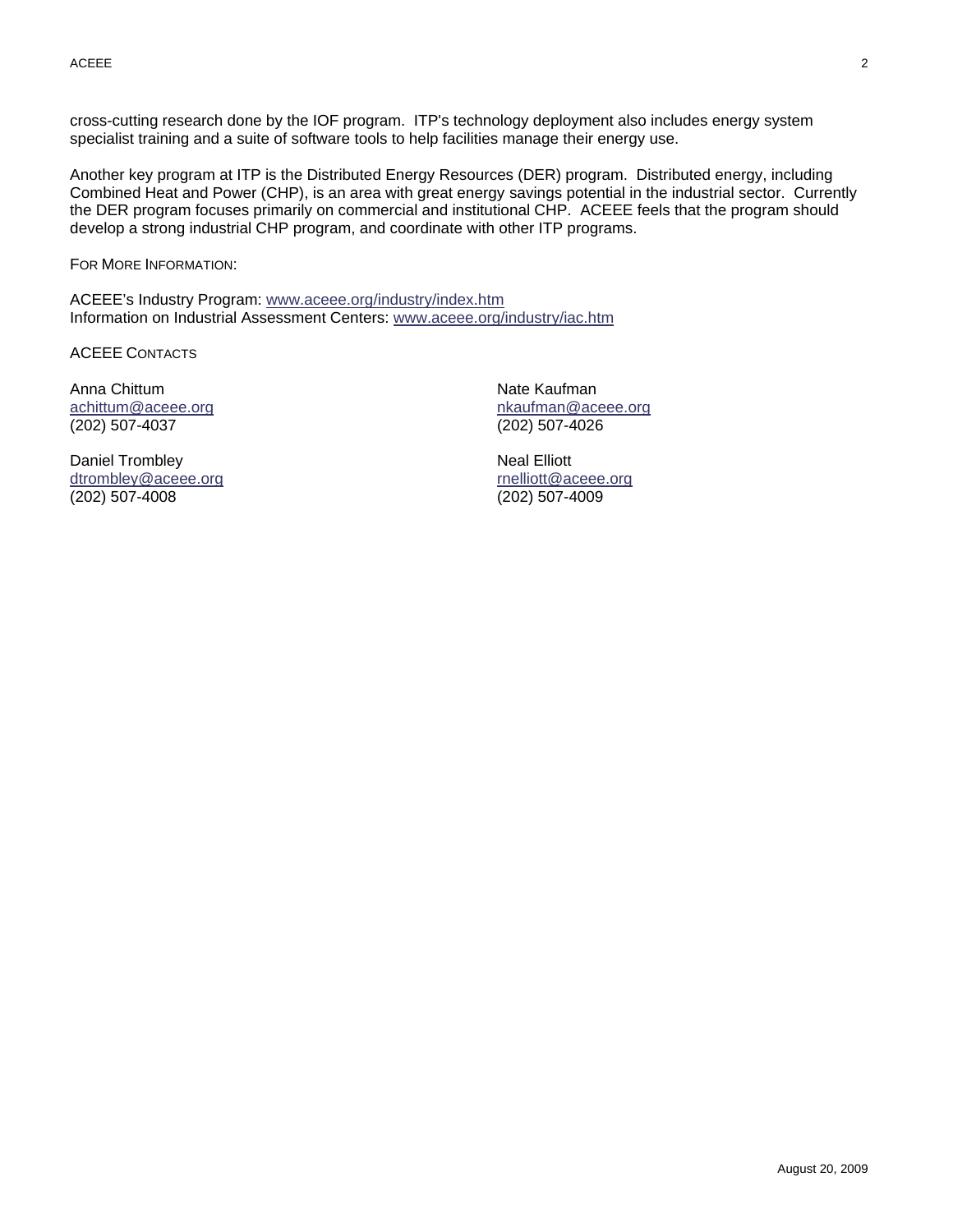cross-cutting research done by the IOF program. ITP's technology deployment also includes energy system specialist training and a suite of software tools to help facilities manage their energy use.

Another key program at ITP is the Distributed Energy Resources (DER) program. Distributed energy, including Combined Heat and Power (CHP), is an area with great energy savings potential in the industrial sector. Currently the DER program focuses primarily on commercial and institutional CHP. ACEEE feels that the program should develop a strong industrial CHP program, and coordinate with other ITP programs.

FOR MORE INFORMATION:

ACEEE's Industry Program: www.aceee.org/industry/index.htm
Information on Industrial Assessment Centers: www.aceee.org/industry/iac.htm

ACEEE CONTACTS

Anna Chittum
achittum@aceee.org
(202) 507-4037

Nate Kaufman
nkaufman@aceee.org
(202) 507-4026

Daniel Trombley
dtrombley@aceee.org
(202) 507-4008

Neal Elliott
rnelliott@aceee.org
(202) 507-4009

August 20, 2009